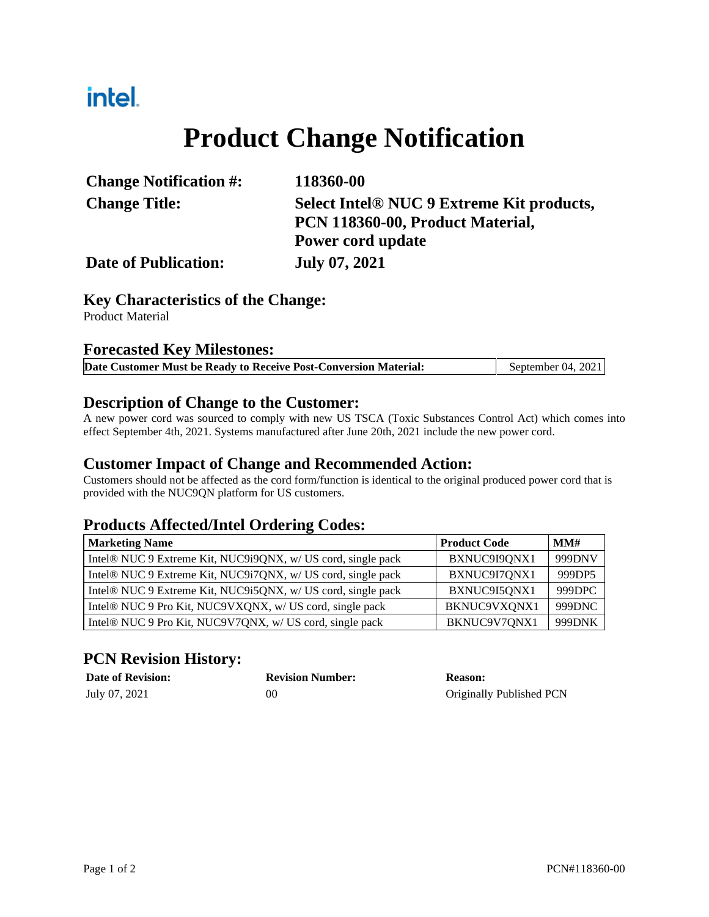intel.

# Product Change Notification

| | |
|---|---|
| **Change Notification #:** | **118360-00** |
| **Change Title:** | **Select Intel® NUC 9 Extreme Kit products, PCN 118360-00, Product Material, Power cord update** |
| **Date of Publication:** | **July 07, 2021** |

## Key Characteristics of the Change:

Product Material

## Forecasted Key Milestones:

| | |
|---|---|
| **Date Customer Must be Ready to Receive Post-Conversion Material:** | September 04, 2021 |

## Description of Change to the Customer:

A new power cord was sourced to comply with new US TSCA (Toxic Substances Control Act) which comes into effect September 4th, 2021. Systems manufactured after June 20th, 2021 include the new power cord.

## Customer Impact of Change and Recommended Action:

Customers should not be affected as the cord form/function is identical to the original produced power cord that is provided with the NUC9QN platform for US customers.

## Products Affected/Intel Ordering Codes:

| Marketing Name | Product Code | MM# |
|---|---|---|
| Intel® NUC 9 Extreme Kit, NUC9i9QNX, w/ US cord, single pack | BXNUC9I9QNX1 | 999DNV |
| Intel® NUC 9 Extreme Kit, NUC9i7QNX, w/ US cord, single pack | BXNUC9I7QNX1 | 999DP5 |
| Intel® NUC 9 Extreme Kit, NUC9i5QNX, w/ US cord, single pack | BXNUC9I5QNX1 | 999DPC |
| Intel® NUC 9 Pro Kit, NUC9VXQNX, w/ US cord, single pack | BKNUC9VXQNX1 | 999DNC |
| Intel® NUC 9 Pro Kit, NUC9V7QNX, w/ US cord, single pack | BKNUC9V7QNX1 | 999DNK |

## PCN Revision History:

| Date of Revision: | Revision Number: | Reason: |
|---|---|---|
| July 07, 2021 | 00 | Originally Published PCN |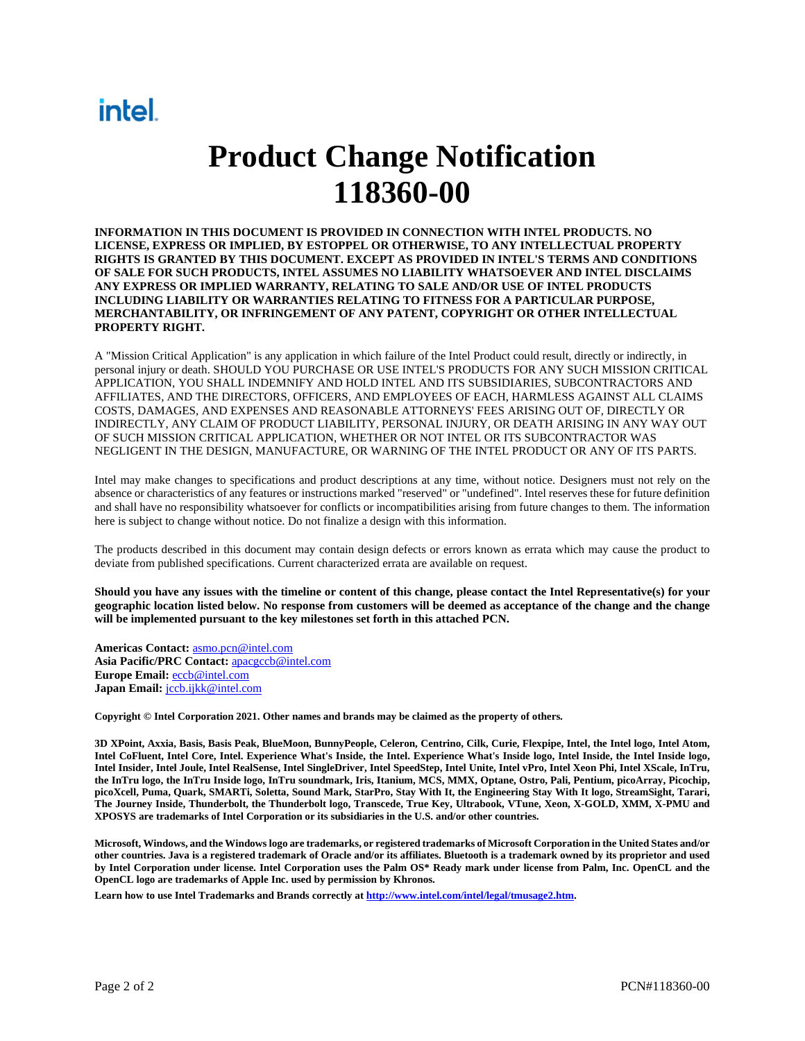intel.

# Product Change Notification 118360-00

**INFORMATION IN THIS DOCUMENT IS PROVIDED IN CONNECTION WITH INTEL PRODUCTS. NO LICENSE, EXPRESS OR IMPLIED, BY ESTOPPEL OR OTHERWISE, TO ANY INTELLECTUAL PROPERTY RIGHTS IS GRANTED BY THIS DOCUMENT. EXCEPT AS PROVIDED IN INTEL'S TERMS AND CONDITIONS OF SALE FOR SUCH PRODUCTS, INTEL ASSUMES NO LIABILITY WHATSOEVER AND INTEL DISCLAIMS ANY EXPRESS OR IMPLIED WARRANTY, RELATING TO SALE AND/OR USE OF INTEL PRODUCTS INCLUDING LIABILITY OR WARRANTIES RELATING TO FITNESS FOR A PARTICULAR PURPOSE, MERCHANTABILITY, OR INFRINGEMENT OF ANY PATENT, COPYRIGHT OR OTHER INTELLECTUAL PROPERTY RIGHT.**

A "Mission Critical Application" is any application in which failure of the Intel Product could result, directly or indirectly, in personal injury or death. SHOULD YOU PURCHASE OR USE INTEL'S PRODUCTS FOR ANY SUCH MISSION CRITICAL APPLICATION, YOU SHALL INDEMNIFY AND HOLD INTEL AND ITS SUBSIDIARIES, SUBCONTRACTORS AND AFFILIATES, AND THE DIRECTORS, OFFICERS, AND EMPLOYEES OF EACH, HARMLESS AGAINST ALL CLAIMS COSTS, DAMAGES, AND EXPENSES AND REASONABLE ATTORNEYS' FEES ARISING OUT OF, DIRECTLY OR INDIRECTLY, ANY CLAIM OF PRODUCT LIABILITY, PERSONAL INJURY, OR DEATH ARISING IN ANY WAY OUT OF SUCH MISSION CRITICAL APPLICATION, WHETHER OR NOT INTEL OR ITS SUBCONTRACTOR WAS NEGLIGENT IN THE DESIGN, MANUFACTURE, OR WARNING OF THE INTEL PRODUCT OR ANY OF ITS PARTS.

Intel may make changes to specifications and product descriptions at any time, without notice. Designers must not rely on the absence or characteristics of any features or instructions marked "reserved" or "undefined". Intel reserves these for future definition and shall have no responsibility whatsoever for conflicts or incompatibilities arising from future changes to them. The information here is subject to change without notice. Do not finalize a design with this information.

The products described in this document may contain design defects or errors known as errata which may cause the product to deviate from published specifications. Current characterized errata are available on request.

**Should you have any issues with the timeline or content of this change, please contact the Intel Representative(s) for your geographic location listed below. No response from customers will be deemed as acceptance of the change and the change will be implemented pursuant to the key milestones set forth in this attached PCN.**

**Americas Contact:** asmo.pcn@intel.com
**Asia Pacific/PRC Contact:** apacgccb@intel.com
**Europe Email:** eccb@intel.com
**Japan Email:** jccb.ijkk@intel.com

**Copyright © Intel Corporation 2021. Other names and brands may be claimed as the property of others.**

**3D XPoint, Axxia, Basis, Basis Peak, BlueMoon, BunnyPeople, Celeron, Centrino, Cilk, Curie, Flexpipe, Intel, the Intel logo, Intel Atom, Intel CoFluent, Intel Core, Intel. Experience What's Inside, the Intel. Experience What's Inside logo, Intel Inside, the Intel Inside logo, Intel Insider, Intel Joule, Intel RealSense, Intel SingleDriver, Intel SpeedStep, Intel Unite, Intel vPro, Intel Xeon Phi, Intel XScale, InTru, the InTru logo, the InTru Inside logo, InTru soundmark, Iris, Itanium, MCS, MMX, Optane, Ostro, Pali, Pentium, picoArray, Picochip, picoXcell, Puma, Quark, SMARTi, Soletta, Sound Mark, StarPro, Stay With It, the Engineering Stay With It logo, StreamSight, Tarari, The Journey Inside, Thunderbolt, the Thunderbolt logo, Transcede, True Key, Ultrabook, VTune, Xeon, X-GOLD, XMM, X-PMU and XPOSYS are trademarks of Intel Corporation or its subsidiaries in the U.S. and/or other countries.**

**Microsoft, Windows, and the Windows logo are trademarks, or registered trademarks of Microsoft Corporation in the United States and/or other countries. Java is a registered trademark of Oracle and/or its affiliates. Bluetooth is a trademark owned by its proprietor and used by Intel Corporation under license. Intel Corporation uses the Palm OS* Ready mark under license from Palm, Inc. OpenCL and the OpenCL logo are trademarks of Apple Inc. used by permission by Khronos.**

**Learn how to use Intel Trademarks and Brands correctly at http://www.intel.com/intel/legal/tmusage2.htm.**